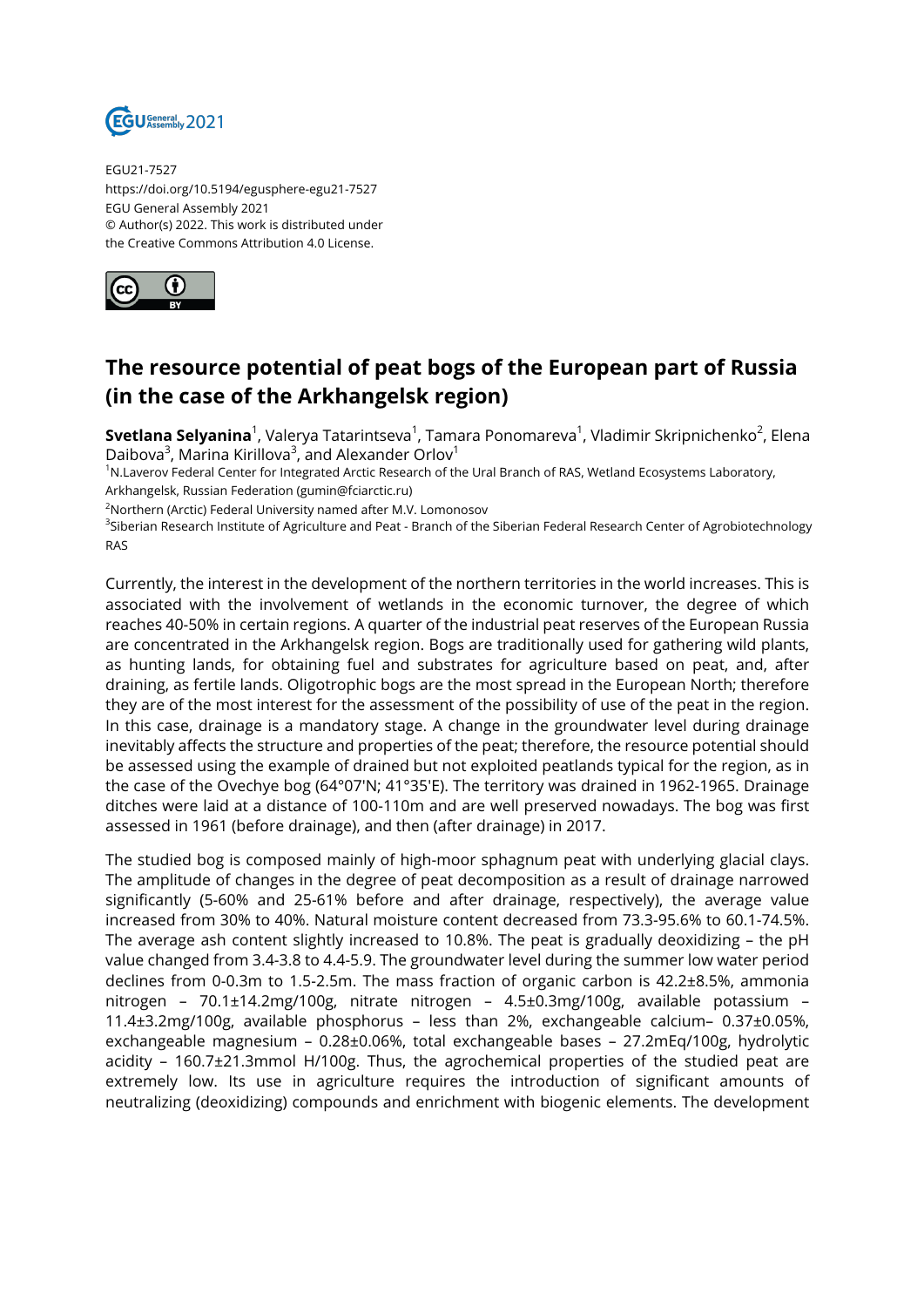EGU21-7527
https://doi.org/10.5194/egusphere-egu21-7527
EGU General Assembly 2021
© Author(s) 2022. This work is distributed under
the Creative Commons Attribution 4.0 License.

# The resource potential of peat bogs of the European part of Russia (in the case of the Arkhangelsk region)

**Svetlana Selyanina**[1], Valerya Tatarintseva[1], Tamara Ponomareva[1], Vladimir Skripnichenko[2], Elena Daibova[3], Marina Kirillova[3], and Alexander Orlov[1]

[1]N.Laverov Federal Center for Integrated Arctic Research of the Ural Branch of RAS, Wetland Ecosystems Laboratory, Arkhangelsk, Russian Federation (gumin@fciarctic.ru)

[2]Northern (Arctic) Federal University named after M.V. Lomonosov

[3]Siberian Research Institute of Agriculture and Peat - Branch of the Siberian Federal Research Center of Agrobiotechnology RAS

Currently, the interest in the development of the northern territories in the world increases. This is associated with the involvement of wetlands in the economic turnover, the degree of which reaches 40-50% in certain regions. A quarter of the industrial peat reserves of the European Russia are concentrated in the Arkhangelsk region. Bogs are traditionally used for gathering wild plants, as hunting lands, for obtaining fuel and substrates for agriculture based on peat, and, after draining, as fertile lands. Oligotrophic bogs are the most spread in the European North; therefore they are of the most interest for the assessment of the possibility of use of the peat in the region. In this case, drainage is a mandatory stage. A change in the groundwater level during drainage inevitably affects the structure and properties of the peat; therefore, the resource potential should be assessed using the example of drained but not exploited peatlands typical for the region, as in the case of the Ovechye bog (64°07'N; 41°35'E). The territory was drained in 1962-1965. Drainage ditches were laid at a distance of 100-110m and are well preserved nowadays. The bog was first assessed in 1961 (before drainage), and then (after drainage) in 2017.

The studied bog is composed mainly of high-moor sphagnum peat with underlying glacial clays. The amplitude of changes in the degree of peat decomposition as a result of drainage narrowed significantly (5-60% and 25-61% before and after drainage, respectively), the average value increased from 30% to 40%. Natural moisture content decreased from 73.3-95.6% to 60.1-74.5%. The average ash content slightly increased to 10.8%. The peat is gradually deoxidizing – the pH value changed from 3.4-3.8 to 4.4-5.9. The groundwater level during the summer low water period declines from 0-0.3m to 1.5-2.5m. The mass fraction of organic carbon is 42.2±8.5%, ammonia nitrogen – 70.1±14.2mg/100g, nitrate nitrogen – 4.5±0.3mg/100g, available potassium – 11.4±3.2mg/100g, available phosphorus – less than 2%, exchangeable calcium– 0.37±0.05%, exchangeable magnesium – 0.28±0.06%, total exchangeable bases – 27.2mEq/100g, hydrolytic acidity – 160.7±21.3mmol H/100g. Thus, the agrochemical properties of the studied peat are extremely low. Its use in agriculture requires the introduction of significant amounts of neutralizing (deoxidizing) compounds and enrichment with biogenic elements. The development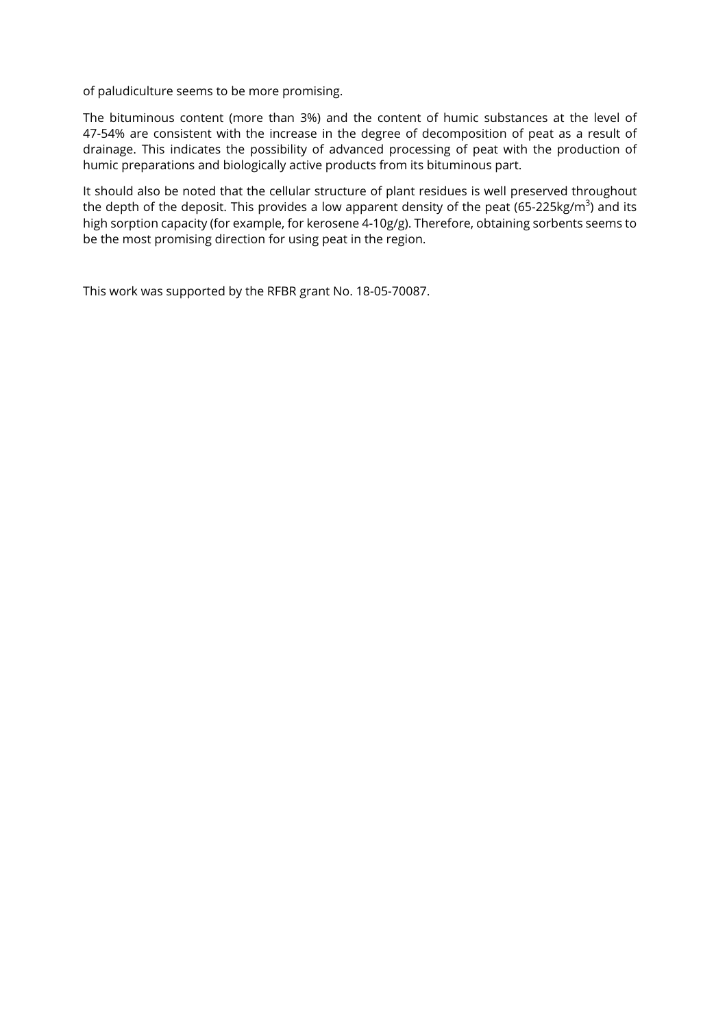of paludiculture seems to be more promising.

The bituminous content (more than 3%) and the content of humic substances at the level of 47-54% are consistent with the increase in the degree of decomposition of peat as a result of drainage. This indicates the possibility of advanced processing of peat with the production of humic preparations and biologically active products from its bituminous part.

It should also be noted that the cellular structure of plant residues is well preserved throughout the depth of the deposit. This provides a low apparent density of the peat (65-225kg/$m^3$) and its high sorption capacity (for example, for kerosene 4-10g/g). Therefore, obtaining sorbents seems to be the most promising direction for using peat in the region.

This work was supported by the RFBR grant No. 18-05-70087.